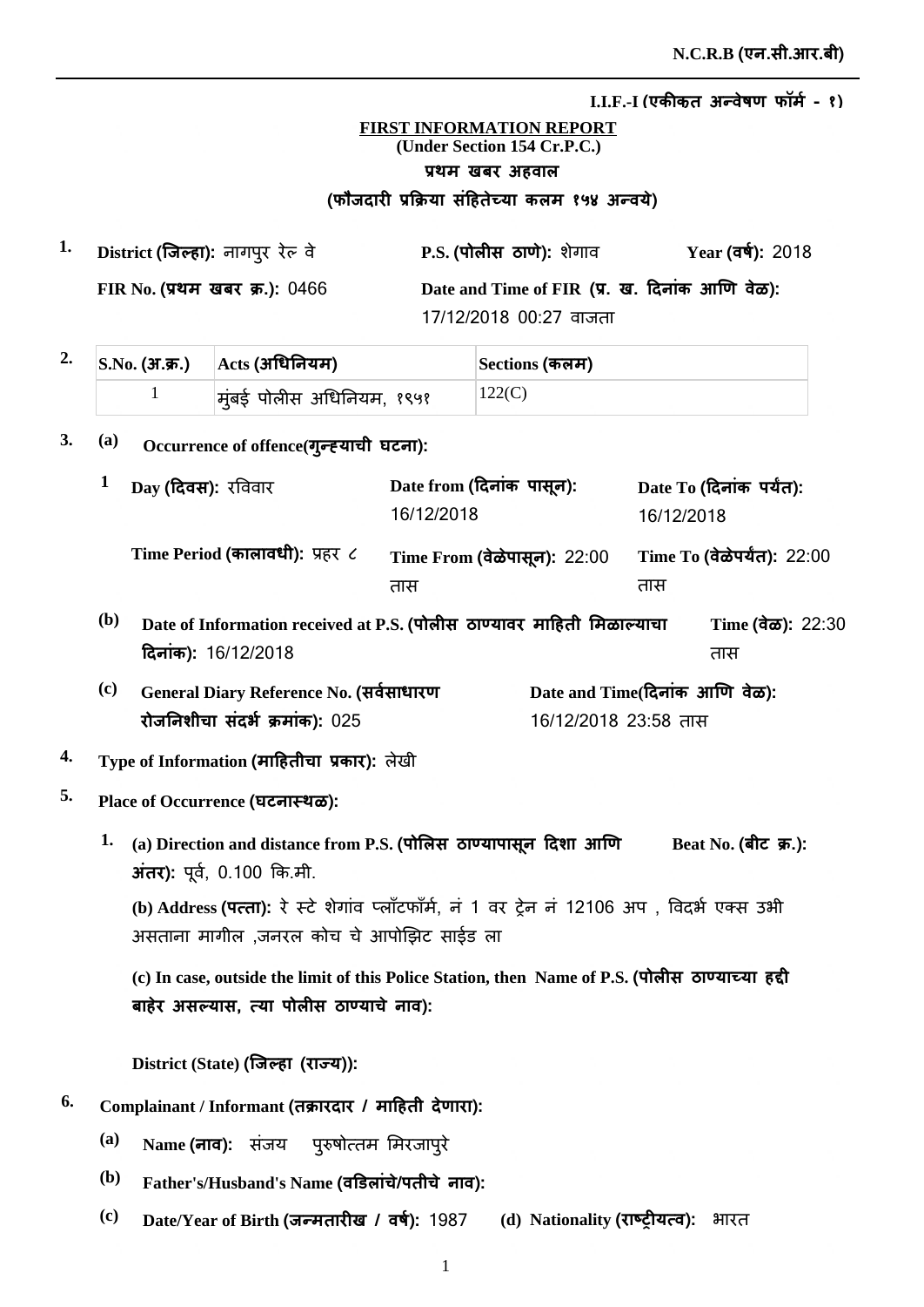**N.C.R.B (एन.सी.आर.बी)**

**I.I.F.-I (एकीकत अन्वेषण फॉर्म - १)**

**FIRST INFORMATION REPORT**
**(Under Section 154 Cr.P.C.)**
**प्रथम खबर अहवाल**
**(फौजदारी प्रक्रिया संहितेच्या कलम १५४ अन्वये)**

**1.** **District (जिल्हा):** नागपुर रेल्वे **P.S. (पोलीस ठाणे):** शेगाव **Year (वर्ष):** 2018

**FIR No. (प्रथम खबर क्र.):** 0466 **Date and Time of FIR (प्र. ख. दिनांक आणि वेळ):** 17/12/2018 00:27 वाजता

**2.**

| S.No. (अ.क्र.) | Acts (अधिनियम) | Sections (कलम) |
|---|---|---|
| 1 | मुंबई पोलीस अधिनियम, १९५१ | 122(C) |

**3. (a) Occurrence of offence(गुन्ह्याची घटना):**

1 **Day (दिवस):** रविवार **Date from (दिनांक पासून):** 16/12/2018 **Date To (दिनांक पर्यंत):** 16/12/2018

**Time Period (कालावधी):** प्रहर ८ **Time From (वेळेपासून):** 22:00 तास **Time To (वेळेपर्यंत):** 22:00 तास

**(b) Date of Information received at P.S. (पोलीस ठाण्यावर माहिती मिळाल्याचा दिनांक):** 16/12/2018 **Time (वेळ):** 22:30 तास

**(c) General Diary Reference No. (सर्वसाधारण रोजनिशीचा संदर्भ क्रमांक):** 025 **Date and Time(दिनांक आणि वेळ):** 16/12/2018 23:58 तास

**4.** **Type of Information (माहितीचा प्रकार):** लेखी

**5.** **Place of Occurrence (घटनास्थळ):**

**1. (a) Direction and distance from P.S. (पोलिस ठाण्यापासून दिशा आणि अंतर):** पूर्व, 0.100 कि.मी. **Beat No. (बीट क्र.):**

**(b) Address (पत्ता):** रे स्टे शेगांव प्लॉटफॉर्म, नं 1 वर ट्रेन नं 12106 अप , विदर्भ एक्स उभी असताना मागील ,जनरल कोच चे आपोझिट साईड ला

**(c) In case, outside the limit of this Police Station, then Name of P.S. (पोलीस ठाण्याच्या हद्दी बाहेर असल्यास, त्या पोलीस ठाण्याचे नाव):**

**District (State) (जिल्हा (राज्य)):**

**6.** **Complainant / Informant (तक्रारदार / माहिती देणारा):**

**(a) Name (नाव):** संजय पुरुषोत्तम मिरजापुरे

**(b) Father's/Husband's Name (वडिलांचे/पतीचे नाव):**

**(c) Date/Year of Birth (जन्मतारीख / वर्ष):** 1987 **(d) Nationality (राष्ट्रीयत्व):** भारत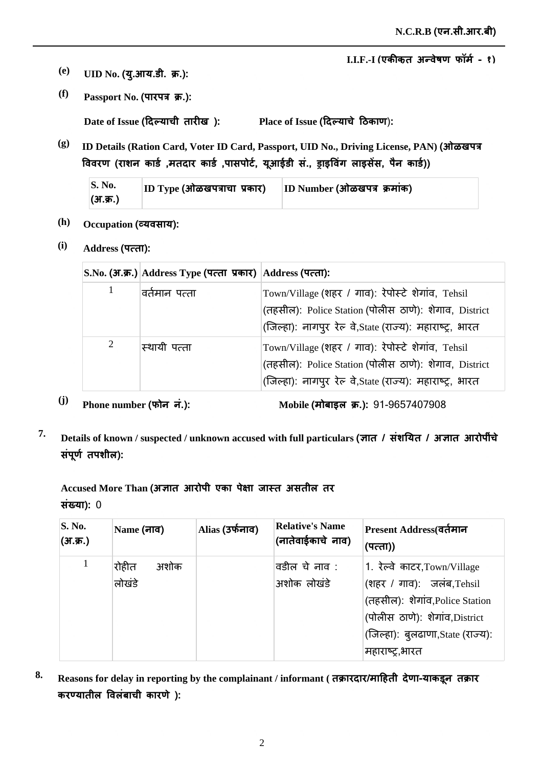I.I.F.-I (एकीकृत अन्वेषण फॉर्म - १)

(e) **UID No. (यु.आय.डी. क्र.):**

(f) **Passport No. (पारपत्र क्र.):**

**Date of Issue (दिल्याची तारीख ):** **Place of Issue (दिल्याचे ठिकाण):**

(g) **ID Details (Ration Card, Voter ID Card, Passport, UID No., Driving License, PAN) (ओळखपत्र विवरण (राशन कार्ड ,मतदार कार्ड ,पासपोर्ट, यूआईडी सं., ड्राइविंग लाइसेंस, पैन कार्ड))**

| S. No. (अ.क्र.) | ID Type (ओळखपत्राचा प्रकार) | ID Number (ओळखपत्र क्रमांक) |
|---|---|---|

(h) **Occupation (व्यवसाय):**

(i) **Address (पत्ता):**

| S.No. (अ.क्र.) | Address Type (पत्ता प्रकार) | Address (पत्ता): |
|---|---|---|
| 1 | वर्तमान पत्ता | Town/Village (शहर / गाव): रेपोस्टे शेगांव, Tehsil (तहसील): Police Station (पोलीस ठाणे): शेगाव, District (जिल्हा): नागपुर रेल वे,State (राज्य): महाराष्ट्र, भारत |
| 2 | स्थायी पत्ता | Town/Village (शहर / गाव): रेपोस्टे शेगांव, Tehsil (तहसील): Police Station (पोलीस ठाणे): शेगाव, District (जिल्हा): नागपुर रेल वे,State (राज्य): महाराष्ट्र, भारत |

(j) **Phone number (फोन नं.):** **Mobile (मोबाइल क्र.):** 91-9657407908

**7. Details of known / suspected / unknown accused with full particulars (ज्ञात / संशयित / अज्ञात आरोपींचे संपूर्ण तपशील):**

**Accused More Than (अज्ञात आरोपी एका पेक्षा जास्त असतील तर संख्या):** 0

| S. No. (अ.क्र.) | Name (नाव) | Alias (उर्फनाव) | Relative's Name (नातेवाईकाचे नाव) | Present Address(वर्तमान (पत्ता)) |
|---|---|---|---|---|
| 1 | रोहीत अशोक लोखंडे | | वडील चे नाव : अशोक लोखंडे | 1. रेल्वे काटर,Town/Village (शहर / गाव): जलंब,Tehsil (तहसील): शेगांव,Police Station (पोलीस ठाणे): शेगांव,District (जिल्हा): बुलढाणा,State (राज्य): महाराष्ट्र,भारत |

**8. Reasons for delay in reporting by the complainant / informant ( तक्रारदार/माहिती देणा-याकडून तक्रार करण्यातील विलंबाची कारणे ):**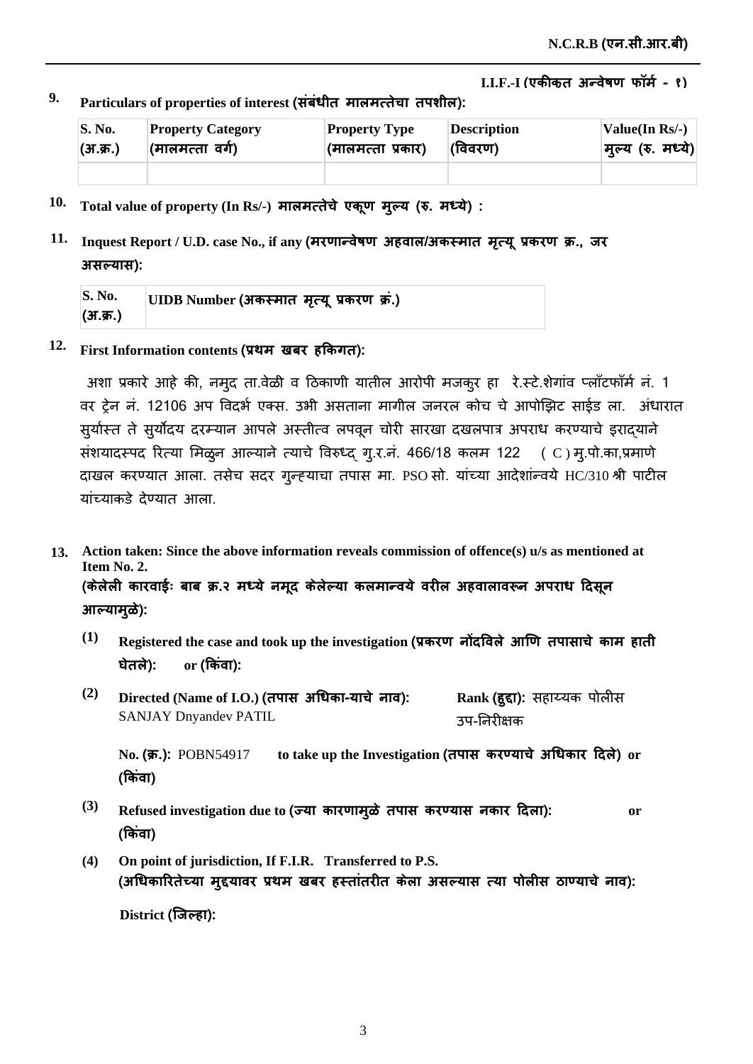**N.C.R.B (एन.सी.आर.बी)**

**I.I.F.-I (एकीकत अन्वेषण फॉर्म - १)**

**9. Particulars of properties of interest (संबंधीत मालमत्तेचा तपशील):**

| S. No. (अ.क्र.) | Property Category (मालमत्ता वर्ग) | Property Type (मालमत्ता प्रकार) | Description (विवरण) | Value(In Rs/-) मुल्य (रु. मध्ये) |
|---|---|---|---|---|
| | | | | |

**10. Total value of property (In Rs/-) मालमत्तेचे एकूण मुल्य (रु. मध्ये) :**

**11. Inquest Report / U.D. case No., if any (मरणान्वेषण अहवाल/अकस्मात मृत्यू प्रकरण क्र., जर असल्यास):**

| S. No. (अ.क्र.) | UIDB Number (अकस्मात मृत्यू प्रकरण क्रं.) |
|---|---|

**12. First Information contents (प्रथम खबर हकिगत):**

अशा प्रकारे आहे की, नमुद ता.वेळी व ठिकाणी यातील आरोपी मजकुर हा रे.स्टे.शेगांव प्लॉटफॉर्म नं. 1 वर ट्रेन नं. 12106 अप विदर्भ एक्स. उभी असताना मागील जनरल कोच चे आपोझिट साईड ला. अंधारात सुर्यास्त ते सुर्योदय दरम्यान आपले अस्तीत्व लपवून चोरी सारखा दखलपात्र अपराध करण्याचे इराद्याने संशयादस्पद रित्या मिळुन आल्याने त्याचे विरुध्द् गु.र.नं. 466/18 कलम 122 ( C ) मु.पो.का,प्रमाणे दाखल करण्यात आला. तसेच सदर गुन्ह्याचा तपास मा. PSO सो. यांच्या आदेशांन्वये HC/310 श्री पाटील यांच्याकडे देण्यात आला.

**13. Action taken: Since the above information reveals commission of offence(s) u/s as mentioned at Item No. 2.**
**(केलेली कारवाईः बाब क्र.२ मध्ये नमूद केलेल्या कलमान्वये वरील अहवालावरून अपराध दिसून आल्यामुळे):**

**(1) Registered the case and took up the investigation (प्रकरण नोंदविले आणि तपासाचे काम हाती घेतले): or (किंवा):**

**(2) Directed (Name of I.O.) (तपास अधिका-याचे नाव):** SANJAY Dnyandev PATIL **Rank (हुद्दा):** सहाय्यक पोलीस उप-निरीक्षक

**No. (क्र.):** POBN54917 **to take up the Investigation (तपास करण्याचे अधिकार दिले) or (किंवा)**

**(3) Refused investigation due to (ज्या कारणामुळे तपास करण्यास नकार दिला): or (किंवा)**

**(4) On point of jurisdiction, If F.I.R. Transferred to P.S. (अधिकारितेच्या मुद्दयावर प्रथम खबर हस्तांतरीत केला असल्यास त्या पोलीस ठाण्याचे नाव):**

**District (जिल्हा):**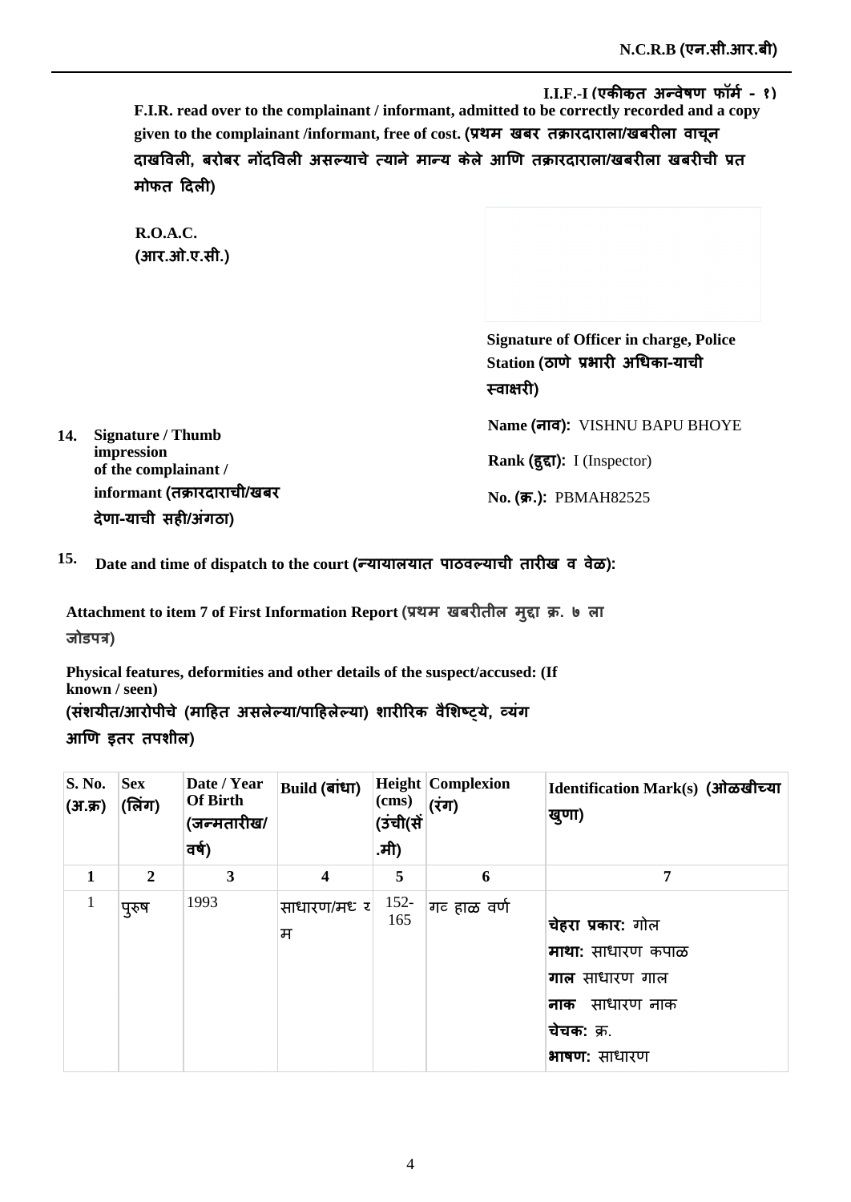I.I.F.-I (एकीकृत अन्वेषण फॉर्म - १)

**F.I.R. read over to the complainant / informant, admitted to be correctly recorded and a copy given to the complainant /informant, free of cost. (प्रथम खबर तक्रारदाराला/खबरीला वाचून दाखविली, बरोबर नोंदविली असल्याचे त्याने मान्य केले आणि तक्रारदाराला/खबरीला खबरीची प्रत मोफत दिली)**

**R.O.A.C.**
**(आर.ओ.ए.सी.)**

**Signature of Officer in charge, Police Station (ठाणे प्रभारी अधिका-याची स्वाक्षरी)**

**Name (नाव):** VISHNU BAPU BHOYE

**Rank (हुद्दा):** I (Inspector)

**No. (क्र.):** PBMAH82525

**14. Signature / Thumb impression of the complainant / informant (तक्रारदाराची/खबर देणा-याची सही/अंगठा)**

**15. Date and time of dispatch to the court (न्यायालयात पाठवल्याची तारीख व वेळ):**

**Attachment to item 7 of First Information Report (प्रथम खबरीतील मुद्दा क्र. ७ ला जोडपत्र)**

**Physical features, deformities and other details of the suspect/accused: (If known / seen)**
**(संशयीत/आरोपीचे (माहित असलेल्या/पाहिलेल्या) शारीरिक वैशिष्ट्ये, व्यंग आणि इतर तपशील)**

| S. No. (अ.क्र) | Sex (लिंग) | Date / Year Of Birth (जन्मतारीख/वर्ष) | Build (बांधा) | Height (cms) (उंची(सें.मी) | Complexion (रंग) | Identification Mark(s) (ओळखीच्या खुणा) |
|---|---|---|---|---|---|---|
| **1** | **2** | **3** | **4** | **5** | **6** | **7** |
| 1 | पुरुष | 1993 | साधारण/मध्यम | 152-165 | गट हाळ वर्ण | **चेहरा प्रकार:** गोल<br>**माथा:** साधारण कपाळ<br>**गाल** साधारण गाल<br>**नाक** साधारण नाक<br>**चेचक:** क्र.<br>**भाषण:** साधारण |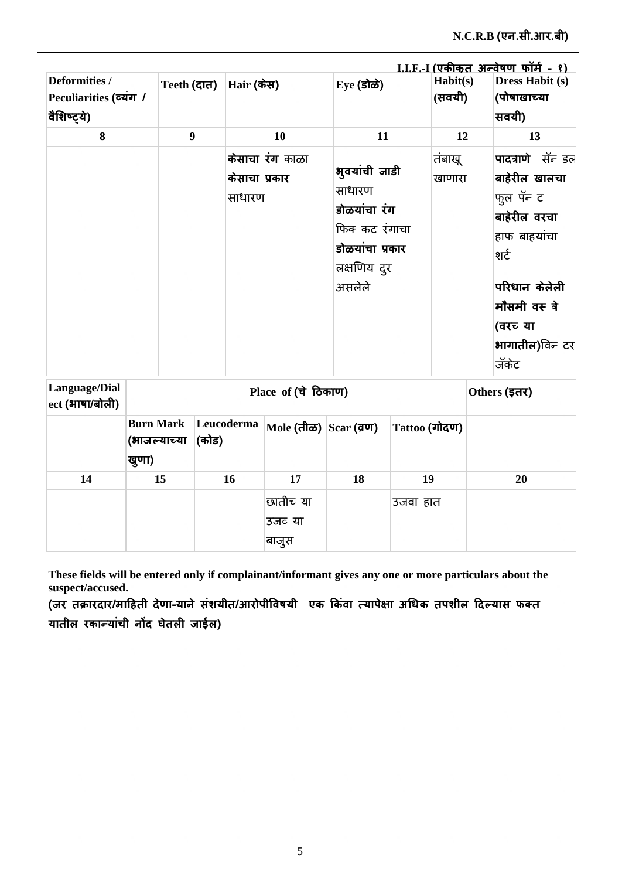N.C.R.B (एन.सी.आर.बी)

I.I.F.-I (एकीकृत अन्वेषण फॉर्म - १)

| Deformities / Peculiarities (व्यंग / वैशिष्ट्ये) | Teeth (दात) | Hair (केस) | Eye (डोळे) | Habit(s) (सवयी) | Dress Habit (s) (पोषाखाच्या सवयी) |
|---|---|---|---|---|---|
| 8 | 9 | 10 | 11 | 12 | 13 |
| | | **केसाचा रंग** काळा **केसाचा प्रकार** साधारण | **भुवयांची जाडी** साधारण **डोळयांचा रंग** फिक कट रंगाचा **डोळयांचा प्रकार** लक्षणिय दुर असलेले | तंबाखू खाणारा | **पादत्राणे** सॅन डल **बाहेरील खालचा** फुल पॅन ट **बाहेरील वरचा** हाफ बाहयांचा शर्ट **परिधान केलेली मौसमी वस त्रे (वरच या भागातील)**विन टर जॅकेट |

| Language/Dialect (भाषा/बोली) | Place of (चे ठिकाण) | | | | | Others (इतर) |
|---|---|---|---|---|---|---|
| | Burn Mark (भाजल्याच्या खुणा) | Leucoderma (कोड) | Mole (तीळ) | Scar (व्रण) | Tattoo (गोदण) | |
| 14 | 15 | 16 | 17 | 18 | 19 | 20 |
| | | | छातीच या उजव या बाजुस | | उजवा हात | |

**These fields will be entered only if complainant/informant gives any one or more particulars about the suspect/accused.**

**(जर तक्रारदार/माहिती देणा-याने संशयीत/आरोपीविषयी एक किंवा त्यापेक्षा अधिक तपशील दिल्यास फक्त यातील रकान्यांची नोंद घेतली जाईल)**